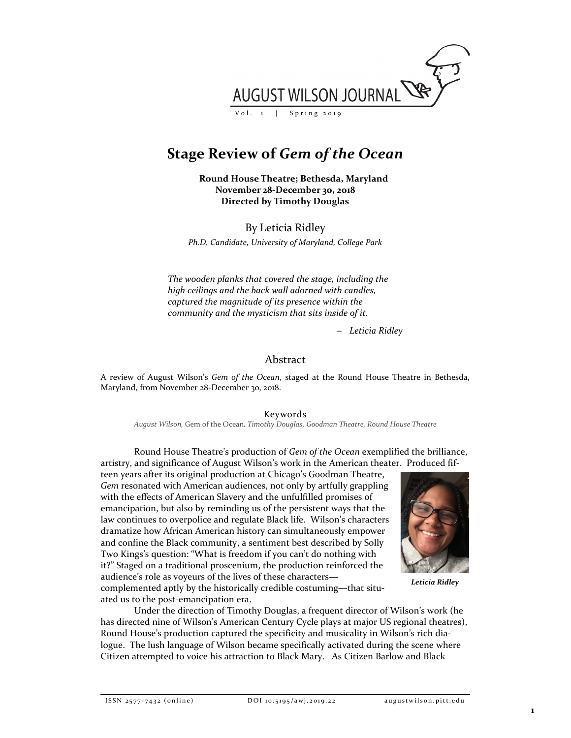# Stage Review of *Gem of the Ocean*

**Round House Theatre; Bethesda, Maryland**
**November 28-December 30, 2018**
**Directed by Timothy Douglas**

By Leticia Ridley

*Ph.D. Candidate, University of Maryland, College Park*

> *The wooden planks that covered the stage, including the high ceilings and the back wall adorned with candles, captured the magnitude of its presence within the community and the mysticism that sits inside of it.*
>
> – *Leticia Ridley*

## Abstract

A review of August Wilson's *Gem of the Ocean*, staged at the Round House Theatre in Bethesda, Maryland, from November 28-December 30, 2018.

### Keywords

*August Wilson,* Gem of the Ocean*, Timothy Douglas, Goodman Theatre, Round House Theatre*

Round House Theatre's production of *Gem of the Ocean* exemplified the brilliance, artistry, and significance of August Wilson's work in the American theater. Produced fifteen years after its original production at Chicago's Goodman Theatre, *Gem* resonated with American audiences, not only by artfully grappling with the effects of American Slavery and the unfulfilled promises of emancipation, but also by reminding us of the persistent ways that the law continues to overpolice and regulate Black life. Wilson's characters dramatize how African American history can simultaneously empower and confine the Black community, a sentiment best described by Solly Two Kings's question: "What is freedom if you can't do nothing with it?" Staged on a traditional proscenium, the production reinforced the audience's role as voyeurs of the lives of these characters—complemented aptly by the historically credible costuming—that situated us to the post-emancipation era.

*Leticia Ridley*

Under the direction of Timothy Douglas, a frequent director of Wilson's work (he has directed nine of Wilson's American Century Cycle plays at major US regional theatres), Round House's production captured the specificity and musicality in Wilson's rich dialogue. The lush language of Wilson became specifically activated during the scene where Citizen attempted to voice his attraction to Black Mary. As Citizen Barlow and Black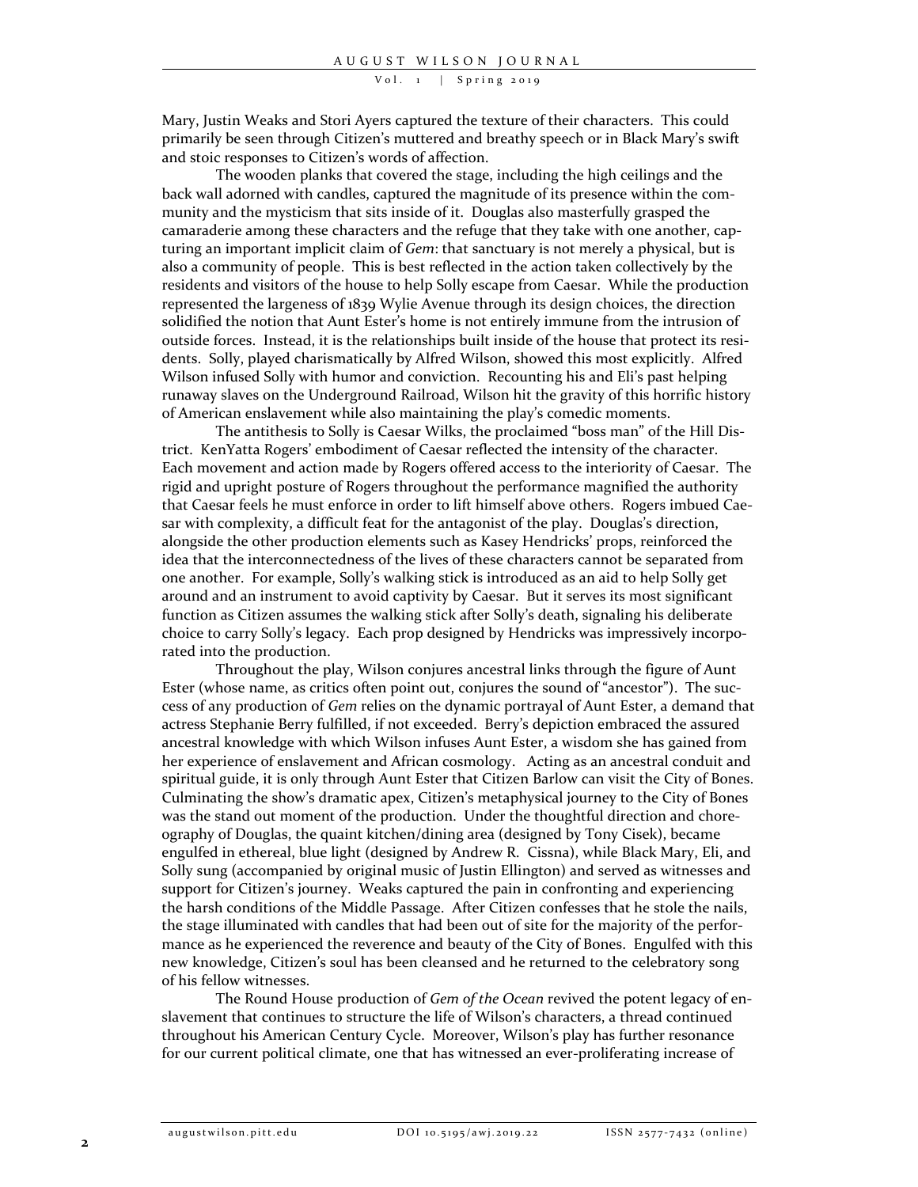Mary, Justin Weaks and Stori Ayers captured the texture of their characters. This could primarily be seen through Citizen's muttered and breathy speech or in Black Mary's swift and stoic responses to Citizen's words of affection.

The wooden planks that covered the stage, including the high ceilings and the back wall adorned with candles, captured the magnitude of its presence within the community and the mysticism that sits inside of it. Douglas also masterfully grasped the camaraderie among these characters and the refuge that they take with one another, capturing an important implicit claim of *Gem*: that sanctuary is not merely a physical, but is also a community of people. This is best reflected in the action taken collectively by the residents and visitors of the house to help Solly escape from Caesar. While the production represented the largeness of 1839 Wylie Avenue through its design choices, the direction solidified the notion that Aunt Ester's home is not entirely immune from the intrusion of outside forces. Instead, it is the relationships built inside of the house that protect its residents. Solly, played charismatically by Alfred Wilson, showed this most explicitly. Alfred Wilson infused Solly with humor and conviction. Recounting his and Eli's past helping runaway slaves on the Underground Railroad, Wilson hit the gravity of this horrific history of American enslavement while also maintaining the play's comedic moments.

The antithesis to Solly is Caesar Wilks, the proclaimed "boss man" of the Hill District. KenYatta Rogers' embodiment of Caesar reflected the intensity of the character. Each movement and action made by Rogers offered access to the interiority of Caesar. The rigid and upright posture of Rogers throughout the performance magnified the authority that Caesar feels he must enforce in order to lift himself above others. Rogers imbued Caesar with complexity, a difficult feat for the antagonist of the play. Douglas's direction, alongside the other production elements such as Kasey Hendricks' props, reinforced the idea that the interconnectedness of the lives of these characters cannot be separated from one another. For example, Solly's walking stick is introduced as an aid to help Solly get around and an instrument to avoid captivity by Caesar. But it serves its most significant function as Citizen assumes the walking stick after Solly's death, signaling his deliberate choice to carry Solly's legacy. Each prop designed by Hendricks was impressively incorporated into the production.

Throughout the play, Wilson conjures ancestral links through the figure of Aunt Ester (whose name, as critics often point out, conjures the sound of "ancestor"). The success of any production of *Gem* relies on the dynamic portrayal of Aunt Ester, a demand that actress Stephanie Berry fulfilled, if not exceeded. Berry's depiction embraced the assured ancestral knowledge with which Wilson infuses Aunt Ester, a wisdom she has gained from her experience of enslavement and African cosmology. Acting as an ancestral conduit and spiritual guide, it is only through Aunt Ester that Citizen Barlow can visit the City of Bones. Culminating the show's dramatic apex, Citizen's metaphysical journey to the City of Bones was the stand out moment of the production. Under the thoughtful direction and choreography of Douglas, the quaint kitchen/dining area (designed by Tony Cisek), became engulfed in ethereal, blue light (designed by Andrew R. Cissna), while Black Mary, Eli, and Solly sung (accompanied by original music of Justin Ellington) and served as witnesses and support for Citizen's journey. Weaks captured the pain in confronting and experiencing the harsh conditions of the Middle Passage. After Citizen confesses that he stole the nails, the stage illuminated with candles that had been out of site for the majority of the performance as he experienced the reverence and beauty of the City of Bones. Engulfed with this new knowledge, Citizen's soul has been cleansed and he returned to the celebratory song of his fellow witnesses.

The Round House production of *Gem of the Ocean* revived the potent legacy of enslavement that continues to structure the life of Wilson's characters, a thread continued throughout his American Century Cycle. Moreover, Wilson's play has further resonance for our current political climate, one that has witnessed an ever-proliferating increase of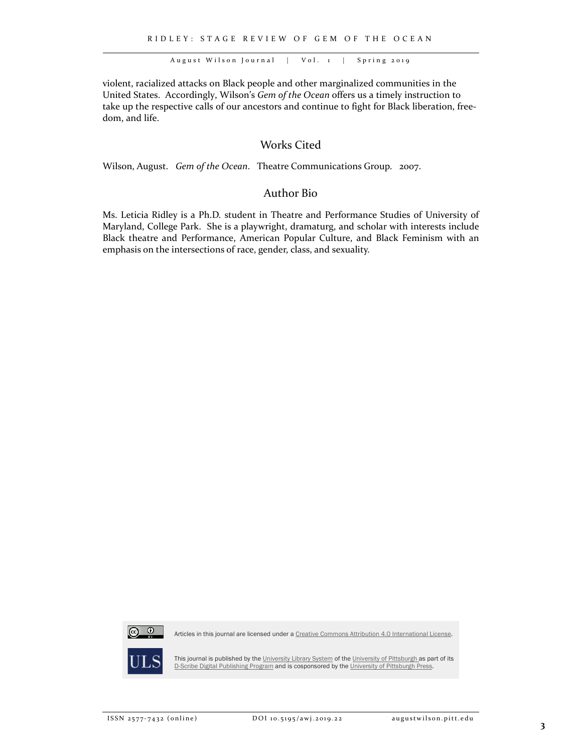violent, racialized attacks on Black people and other marginalized communities in the United States. Accordingly, Wilson's *Gem of the Ocean* offers us a timely instruction to take up the respective calls of our ancestors and continue to fight for Black liberation, freedom, and life.

## Works Cited

Wilson, August. *Gem of the Ocean*. Theatre Communications Group. 2007.

## Author Bio

Ms. Leticia Ridley is a Ph.D. student in Theatre and Performance Studies of University of Maryland, College Park. She is a playwright, dramaturg, and scholar with interests include Black theatre and Performance, American Popular Culture, and Black Feminism with an emphasis on the intersections of race, gender, class, and sexuality.

Articles in this journal are licensed under a Creative Commons Attribution 4.0 International License.

This journal is published by the University Library System of the University of Pittsburgh as part of its D-Scribe Digital Publishing Program and is cosponsored by the University of Pittsburgh Press.